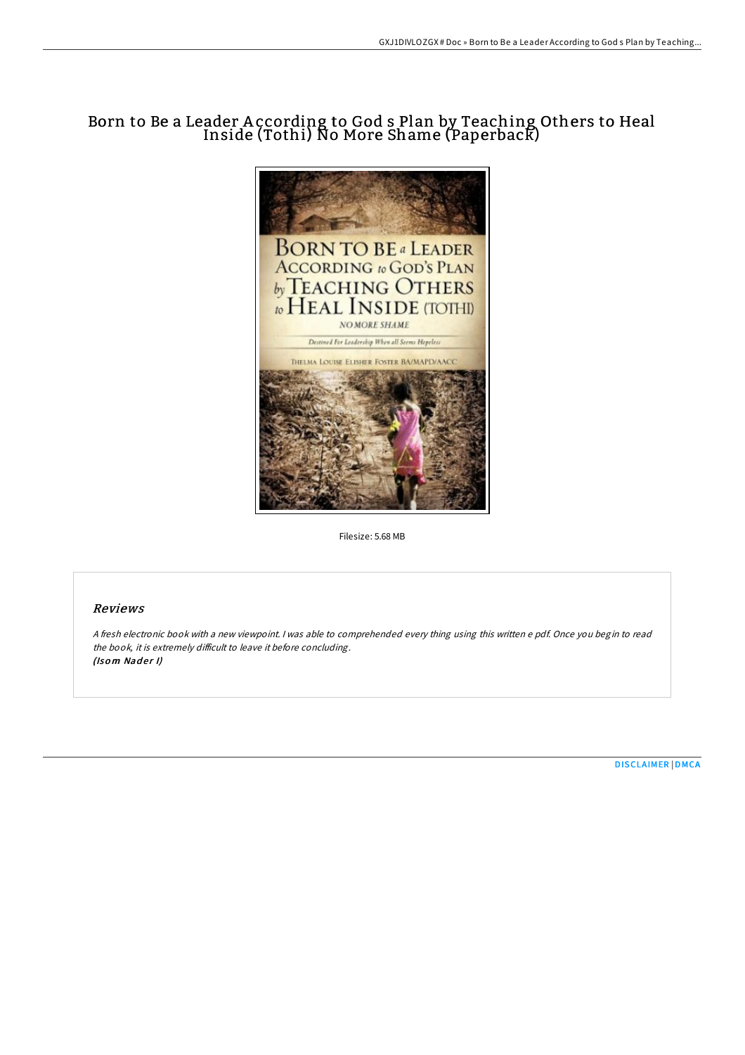# Born to Be a Leader According to God s Plan by Teaching Others to Heal Inside (Tothi) No More Shame (Paperback)

Filesize: 5.68 MB

## Reviews

*A fresh electronic book with a new viewpoint. I was able to comprehended every thing using this written e pdf. Once you begin to read the book, it is extremely difficult to leave it before concluding.*
***(Isom Nader I)***

DISCLAIMER | DMCA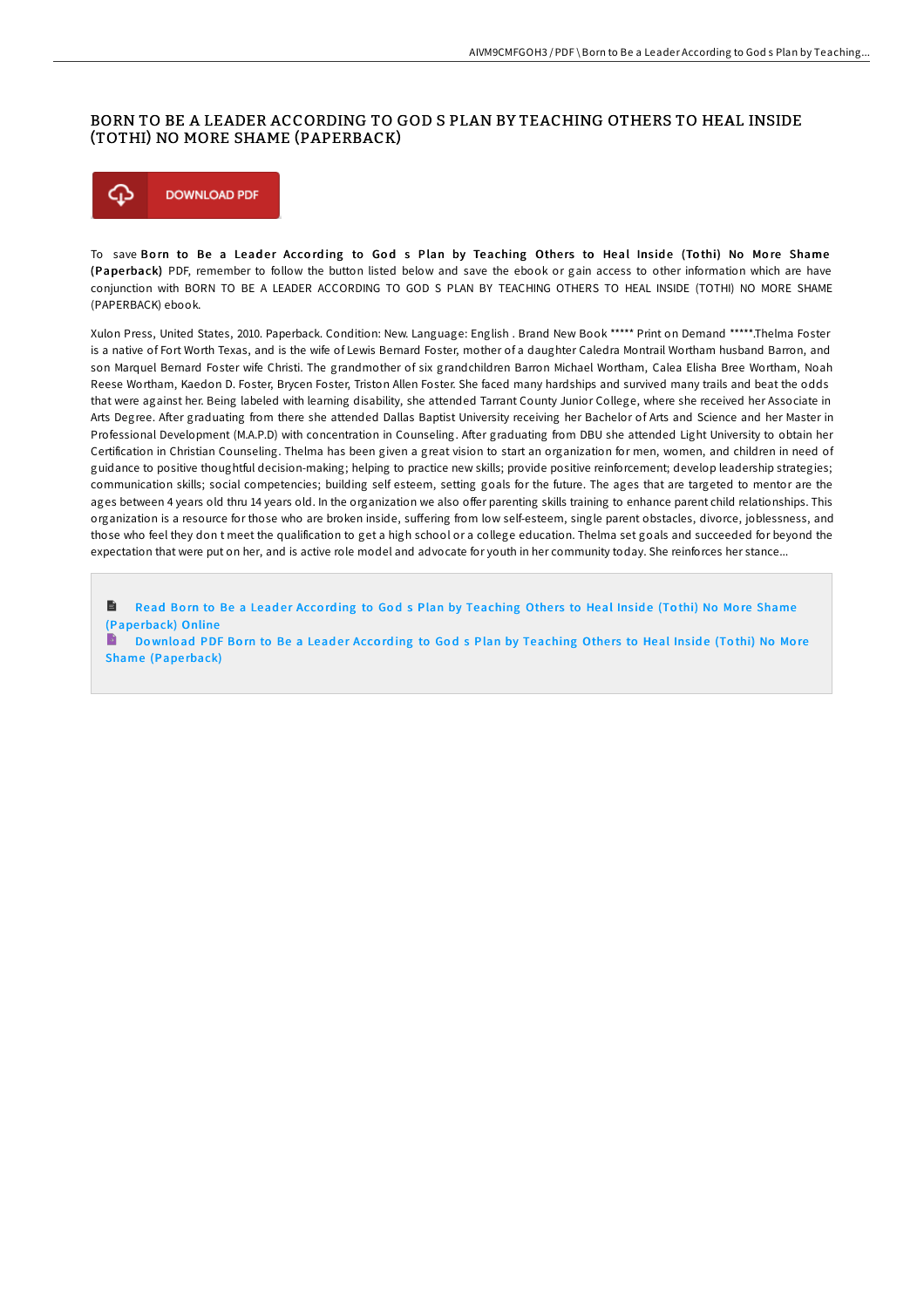# BORN TO BE A LEADER ACCORDING TO GOD S PLAN BY TEACHING OTHERS TO HEAL INSIDE (TOTHI) NO MORE SHAME (PAPERBACK)

DOWNLOAD PDF

To save **Born to Be a Leader According to God s Plan by Teaching Others to Heal Inside (Tothi) No More Shame (Paperback)** PDF, remember to follow the button listed below and save the ebook or gain access to other information which are have conjunction with BORN TO BE A LEADER ACCORDING TO GOD S PLAN BY TEACHING OTHERS TO HEAL INSIDE (TOTHI) NO MORE SHAME (PAPERBACK) ebook.

Xulon Press, United States, 2010. Paperback. Condition: New. Language: English . Brand New Book ***** Print on Demand *****.Thelma Foster is a native of Fort Worth Texas, and is the wife of Lewis Bernard Foster, mother of a daughter Caledra Montrail Wortham husband Barron, and son Marquel Bernard Foster wife Christi. The grandmother of six grandchildren Barron Michael Wortham, Calea Elisha Bree Wortham, Noah Reese Wortham, Kaedon D. Foster, Brycen Foster, Triston Allen Foster. She faced many hardships and survived many trails and beat the odds that were against her. Being labeled with learning disability, she attended Tarrant County Junior College, where she received her Associate in Arts Degree. After graduating from there she attended Dallas Baptist University receiving her Bachelor of Arts and Science and her Master in Professional Development (M.A.P.D) with concentration in Counseling. After graduating from DBU she attended Light University to obtain her Certification in Christian Counseling. Thelma has been given a great vision to start an organization for men, women, and children in need of guidance to positive thoughtful decision-making; helping to practice new skills; provide positive reinforcement; develop leadership strategies; communication skills; social competencies; building self esteem, setting goals for the future. The ages that are targeted to mentor are the ages between 4 years old thru 14 years old. In the organization we also offer parenting skills training to enhance parent child relationships. This organization is a resource for those who are broken inside, suffering from low self-esteem, single parent obstacles, divorce, joblessness, and those who feel they don t meet the qualification to get a high school or a college education. Thelma set goals and succeeded for beyond the expectation that were put on her, and is active role model and advocate for youth in her community today. She reinforces her stance...

Read Born to Be a Leader According to God s Plan by Teaching Others to Heal Inside (Tothi) No More Shame (Paperback) Online

Download PDF Born to Be a Leader According to God s Plan by Teaching Others to Heal Inside (Tothi) No More Shame (Paperback)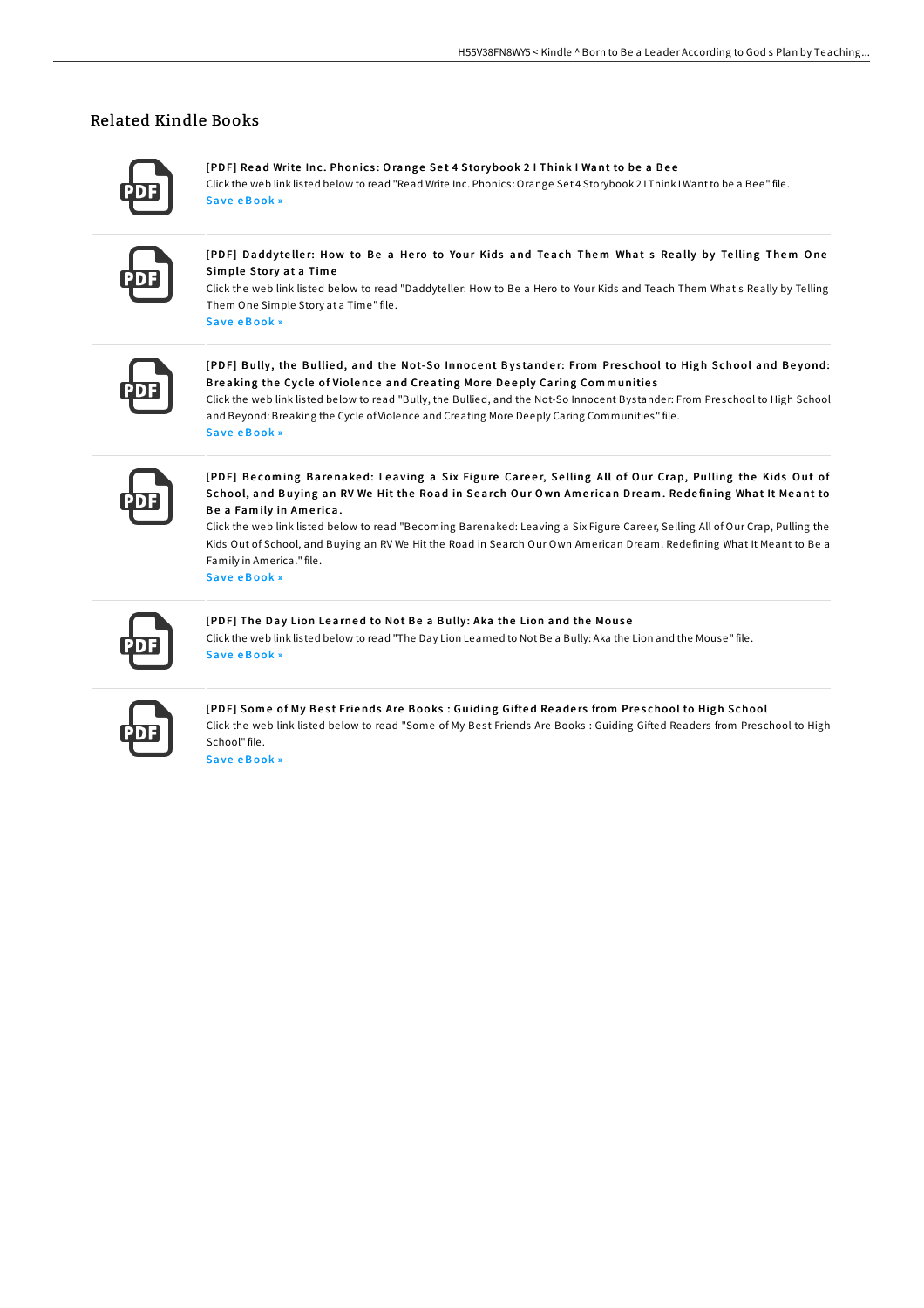## Related Kindle Books

[PDF] Read Write Inc. Phonics: Orange Set 4 Storybook 2 I Think I Want to be a Bee

Click the web link listed below to read "Read Write Inc. Phonics: Orange Set 4 Storybook 2 I Think I Want to be a Bee" file.

Save eBook »

[PDF] Daddyteller: How to Be a Hero to Your Kids and Teach Them What s Really by Telling Them One Simple Story at a Time

Click the web link listed below to read "Daddyteller: How to Be a Hero to Your Kids and Teach Them What s Really by Telling Them One Simple Story at a Time" file.

Save eBook »

[PDF] Bully, the Bullied, and the Not-So Innocent Bystander: From Preschool to High School and Beyond: Breaking the Cycle of Violence and Creating More Deeply Caring Communities

Click the web link listed below to read "Bully, the Bullied, and the Not-So Innocent Bystander: From Preschool to High School and Beyond: Breaking the Cycle of Violence and Creating More Deeply Caring Communities" file.

Save eBook »

[PDF] Becoming Barenaked: Leaving a Six Figure Career, Selling All of Our Crap, Pulling the Kids Out of School, and Buying an RV We Hit the Road in Search Our Own American Dream. Redefining What It Meant to Be a Family in America.

Click the web link listed below to read "Becoming Barenaked: Leaving a Six Figure Career, Selling All of Our Crap, Pulling the Kids Out of School, and Buying an RV We Hit the Road in Search Our Own American Dream. Redefining What It Meant to Be a Family in America." file.

Save eBook »

[PDF] The Day Lion Learned to Not Be a Bully: Aka the Lion and the Mouse

Click the web link listed below to read "The Day Lion Learned to Not Be a Bully: Aka the Lion and the Mouse" file.

Save eBook »

[PDF] Some of My Best Friends Are Books : Guiding Gifted Readers from Preschool to High School

Click the web link listed below to read "Some of My Best Friends Are Books : Guiding Gifted Readers from Preschool to High School" file.

Save eBook »